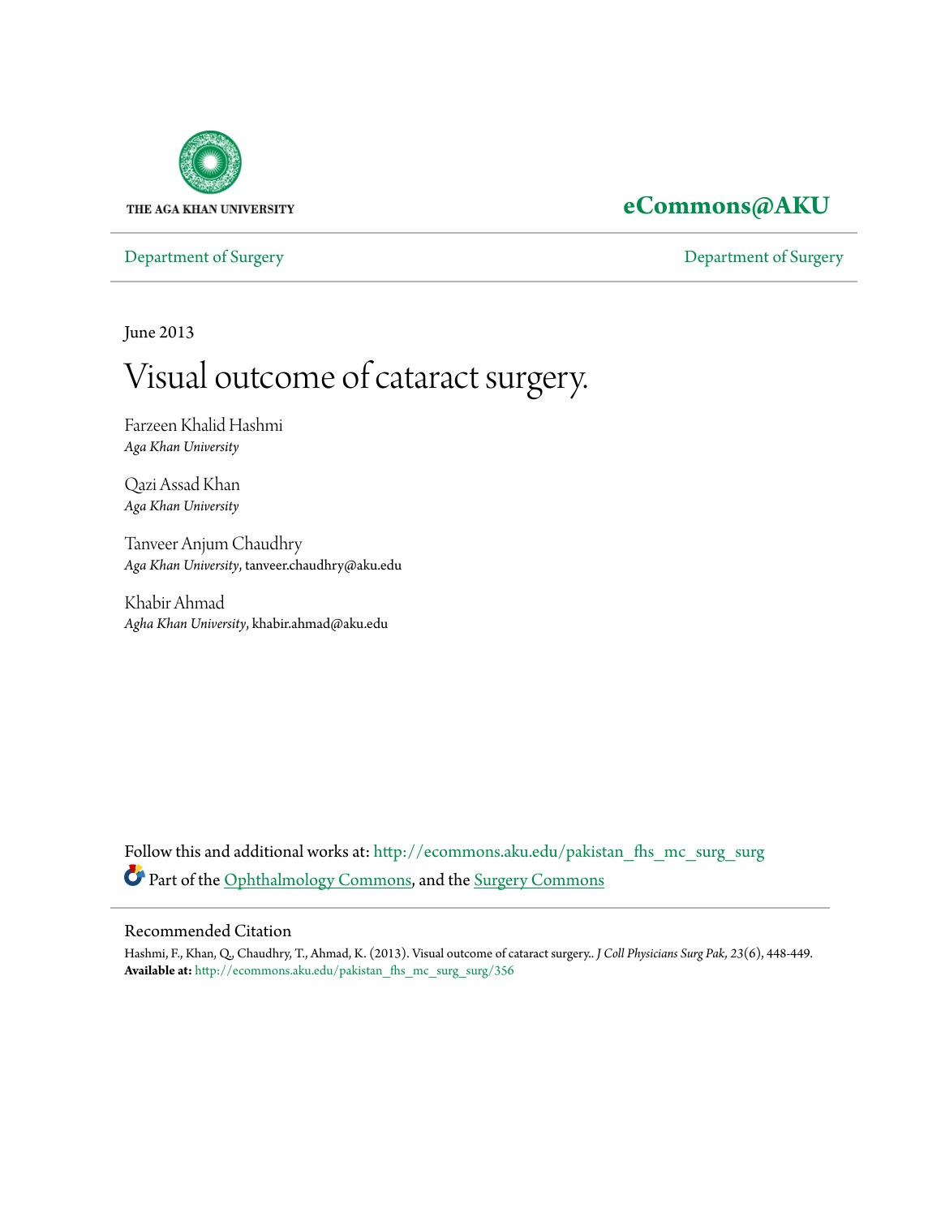THE AGA KHAN UNIVERSITY

**eCommons@AKU**

Department of Surgery | Department of Surgery

June 2013

# Visual outcome of cataract surgery.

Farzeen Khalid Hashmi
*Aga Khan University*

Qazi Assad Khan
*Aga Khan University*

Tanveer Anjum Chaudhry
*Aga Khan University*, tanveer.chaudhry@aku.edu

Khabir Ahmad
*Agha Khan University*, khabir.ahmad@aku.edu

Follow this and additional works at: http://ecommons.aku.edu/pakistan_fhs_mc_surg_surg

Part of the Ophthalmology Commons, and the Surgery Commons

## Recommended Citation

Hashmi, F., Khan, Q., Chaudhry, T., Ahmad, K. (2013). Visual outcome of cataract surgery.. *J Coll Physicians Surg Pak, 23*(6), 448-449.

**Available at:** http://ecommons.aku.edu/pakistan_fhs_mc_surg_surg/356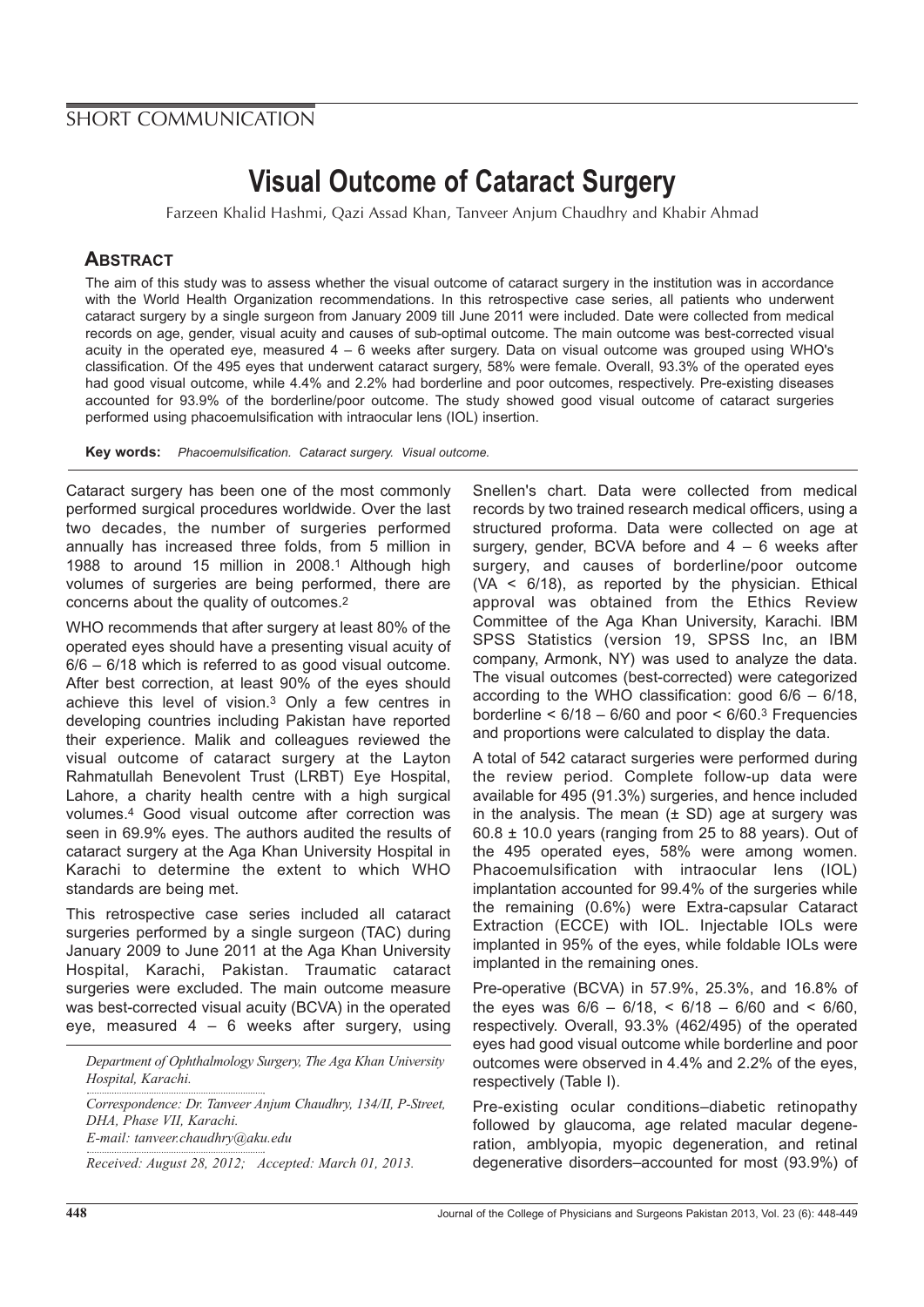## SHORT COMMUNICATION

# Visual Outcome of Cataract Surgery

Farzeen Khalid Hashmi, Qazi Assad Khan, Tanveer Anjum Chaudhry and Khabir Ahmad

## ABSTRACT

The aim of this study was to assess whether the visual outcome of cataract surgery in the institution was in accordance with the World Health Organization recommendations. In this retrospective case series, all patients who underwent cataract surgery by a single surgeon from January 2009 till June 2011 were included. Date were collected from medical records on age, gender, visual acuity and causes of sub-optimal outcome. The main outcome was best-corrected visual acuity in the operated eye, measured 4 – 6 weeks after surgery. Data on visual outcome was grouped using WHO's classification. Of the 495 eyes that underwent cataract surgery, 58% were female. Overall, 93.3% of the operated eyes had good visual outcome, while 4.4% and 2.2% had borderline and poor outcomes, respectively. Pre-existing diseases accounted for 93.9% of the borderline/poor outcome. The study showed good visual outcome of cataract surgeries performed using phacoemulsification with intraocular lens (IOL) insertion.

**Key words:** *Phacoemulsification. Cataract surgery. Visual outcome.*

Cataract surgery has been one of the most commonly performed surgical procedures worldwide. Over the last two decades, the number of surgeries performed annually has increased three folds, from 5 million in 1988 to around 15 million in 2008.[1] Although high volumes of surgeries are being performed, there are concerns about the quality of outcomes.[2]

WHO recommends that after surgery at least 80% of the operated eyes should have a presenting visual acuity of 6/6 – 6/18 which is referred to as good visual outcome. After best correction, at least 90% of the eyes should achieve this level of vision.[3] Only a few centres in developing countries including Pakistan have reported their experience. Malik and colleagues reviewed the visual outcome of cataract surgery at the Layton Rahmatullah Benevolent Trust (LRBT) Eye Hospital, Lahore, a charity health centre with a high surgical volumes.[4] Good visual outcome after correction was seen in 69.9% eyes. The authors audited the results of cataract surgery at the Aga Khan University Hospital in Karachi to determine the extent to which WHO standards are being met.

This retrospective case series included all cataract surgeries performed by a single surgeon (TAC) during January 2009 to June 2011 at the Aga Khan University Hospital, Karachi, Pakistan. Traumatic cataract surgeries were excluded. The main outcome measure was best-corrected visual acuity (BCVA) in the operated eye, measured 4 – 6 weeks after surgery, using Snellen's chart. Data were collected from medical records by two trained research medical officers, using a structured proforma. Data were collected on age at surgery, gender, BCVA before and 4 – 6 weeks after surgery, and causes of borderline/poor outcome (VA < 6/18), as reported by the physician. Ethical approval was obtained from the Ethics Review Committee of the Aga Khan University, Karachi. IBM SPSS Statistics (version 19, SPSS Inc, an IBM company, Armonk, NY) was used to analyze the data. The visual outcomes (best-corrected) were categorized according to the WHO classification: good 6/6 – 6/18, borderline < 6/18 – 6/60 and poor < 6/60.[3] Frequencies and proportions were calculated to display the data.

A total of 542 cataract surgeries were performed during the review period. Complete follow-up data were available for 495 (91.3%) surgeries, and hence included in the analysis. The mean (± SD) age at surgery was 60.8 ± 10.0 years (ranging from 25 to 88 years). Out of the 495 operated eyes, 58% were among women. Phacoemulsification with intraocular lens (IOL) implantation accounted for 99.4% of the surgeries while the remaining (0.6%) were Extra-capsular Cataract Extraction (ECCE) with IOL. Injectable IOLs were implanted in 95% of the eyes, while foldable IOLs were implanted in the remaining ones.

Pre-operative (BCVA) in 57.9%, 25.3%, and 16.8% of the eyes was 6/6 – 6/18, < 6/18 – 6/60 and < 6/60, respectively. Overall, 93.3% (462/495) of the operated eyes had good visual outcome while borderline and poor outcomes were observed in 4.4% and 2.2% of the eyes, respectively (Table I).

Pre-existing ocular conditions–diabetic retinopathy followed by glaucoma, age related macular degeneration, amblyopia, myopic degeneration, and retinal degenerative disorders–accounted for most (93.9%) of

*Department of Ophthalmology Surgery, The Aga Khan University Hospital, Karachi.*

*Correspondence: Dr. Tanveer Anjum Chaudhry, 134/II, P-Street, DHA, Phase VII, Karachi.*
*E-mail: tanveer.chaudhry@aku.edu*

*Received: August 28, 2012; Accepted: March 01, 2013.*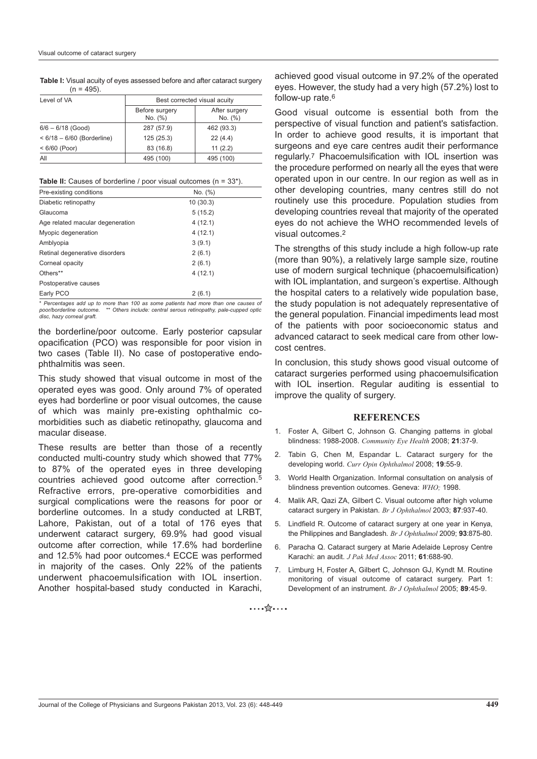**Table I:** Visual acuity of eyes assessed before and after cataract surgery (n = 495).

| Level of VA | Best corrected visual acuity | |
|---|---|---|
| | Before surgery No. (%) | After surgery No. (%) |
| 6/6 – 6/18 (Good) | 287 (57.9) | 462 (93.3) |
| < 6/18 – 6/60 (Borderline) | 125 (25.3) | 22 (4.4) |
| < 6/60 (Poor) | 83 (16.8) | 11 (2.2) |
| All | 495 (100) | 495 (100) |

**Table II:** Causes of borderline / poor visual outcomes (n = 33*).

| Pre-existing conditions | No. (%) |
|---|---|
| Diabetic retinopathy | 10 (30.3) |
| Glaucoma | 5 (15.2) |
| Age related macular degeneration | 4 (12.1) |
| Myopic degeneration | 4 (12.1) |
| Amblyopia | 3 (9.1) |
| Retinal degenerative disorders | 2 (6.1) |
| Corneal opacity | 2 (6.1) |
| Others** | 4 (12.1) |
| Postoperative causes | |
| Early PCO | 2 (6.1) |

*\* Percentages add up to more than 100 as some patients had more than one causes of poor/borderline outcome. \*\* Others include: central serous retinopathy, pale-cupped optic disc, hazy corneal graft.*

the borderline/poor outcome. Early posterior capsular opacification (PCO) was responsible for poor vision in two cases (Table II). No case of postoperative endophthalmitis was seen.

This study showed that visual outcome in most of the operated eyes was good. Only around 7% of operated eyes had borderline or poor visual outcomes, the cause of which was mainly pre-existing ophthalmic co-morbidities such as diabetic retinopathy, glaucoma and macular disease.

These results are better than those of a recently conducted multi-country study which showed that 77% to 87% of the operated eyes in three developing countries achieved good outcome after correction.[5] Refractive errors, pre-operative comorbidities and surgical complications were the reasons for poor or borderline outcomes. In a study conducted at LRBT, Lahore, Pakistan, out of a total of 176 eyes that underwent cataract surgery, 69.9% had good visual outcome after correction, while 17.6% had borderline and 12.5% had poor outcomes.[4] ECCE was performed in majority of the cases. Only 22% of the patients underwent phacoemulsification with IOL insertion. Another hospital-based study conducted in Karachi, achieved good visual outcome in 97.2% of the operated eyes. However, the study had a very high (57.2%) lost to follow-up rate.[6]

Good visual outcome is essential both from the perspective of visual function and patient's satisfaction. In order to achieve good results, it is important that surgeons and eye care centres audit their performance regularly.[7] Phacoemulsification with IOL insertion was the procedure performed on nearly all the eyes that were operated upon in our centre. In our region as well as in other developing countries, many centres still do not routinely use this procedure. Population studies from developing countries reveal that majority of the operated eyes do not achieve the WHO recommended levels of visual outcomes.[2]

The strengths of this study include a high follow-up rate (more than 90%), a relatively large sample size, routine use of modern surgical technique (phacoemulsification) with IOL implantation, and surgeon's expertise. Although the hospital caters to a relatively wide population base, the study population is not adequately representative of the general population. Financial impediments lead most of the patients with poor socioeconomic status and advanced cataract to seek medical care from other low-cost centres.

In conclusion, this study shows good visual outcome of cataract surgeries performed using phacoemulsification with IOL insertion. Regular auditing is essential to improve the quality of surgery.

## REFERENCES

1. Foster A, Gilbert C, Johnson G. Changing patterns in global blindness: 1988-2008. *Community Eye Health* 2008; **21**:37-9.
2. Tabin G, Chen M, Espandar L. Cataract surgery for the developing world. *Curr Opin Ophthalmol* 2008; **19**:55-9.
3. World Health Organization. Informal consultation on analysis of blindness prevention outcomes. Geneva: *WHO;* 1998.
4. Malik AR, Qazi ZA, Gilbert C. Visual outcome after high volume cataract surgery in Pakistan. *Br J Ophthalmol* 2003; **87**:937-40.
5. Lindfield R. Outcome of cataract surgery at one year in Kenya, the Philippines and Bangladesh. *Br J Ophthalmol* 2009; **93**:875-80.
6. Paracha Q. Cataract surgery at Marie Adelaide Leprosy Centre Karachi: an audit. *J Pak Med Assoc* 2011; **61**:688-90.
7. Limburg H, Foster A, Gilbert C, Johnson GJ, Kyndt M. Routine monitoring of visual outcome of cataract surgery. Part 1: Development of an instrument. *Br J Ophthalmol* 2005; **89**:45-9.